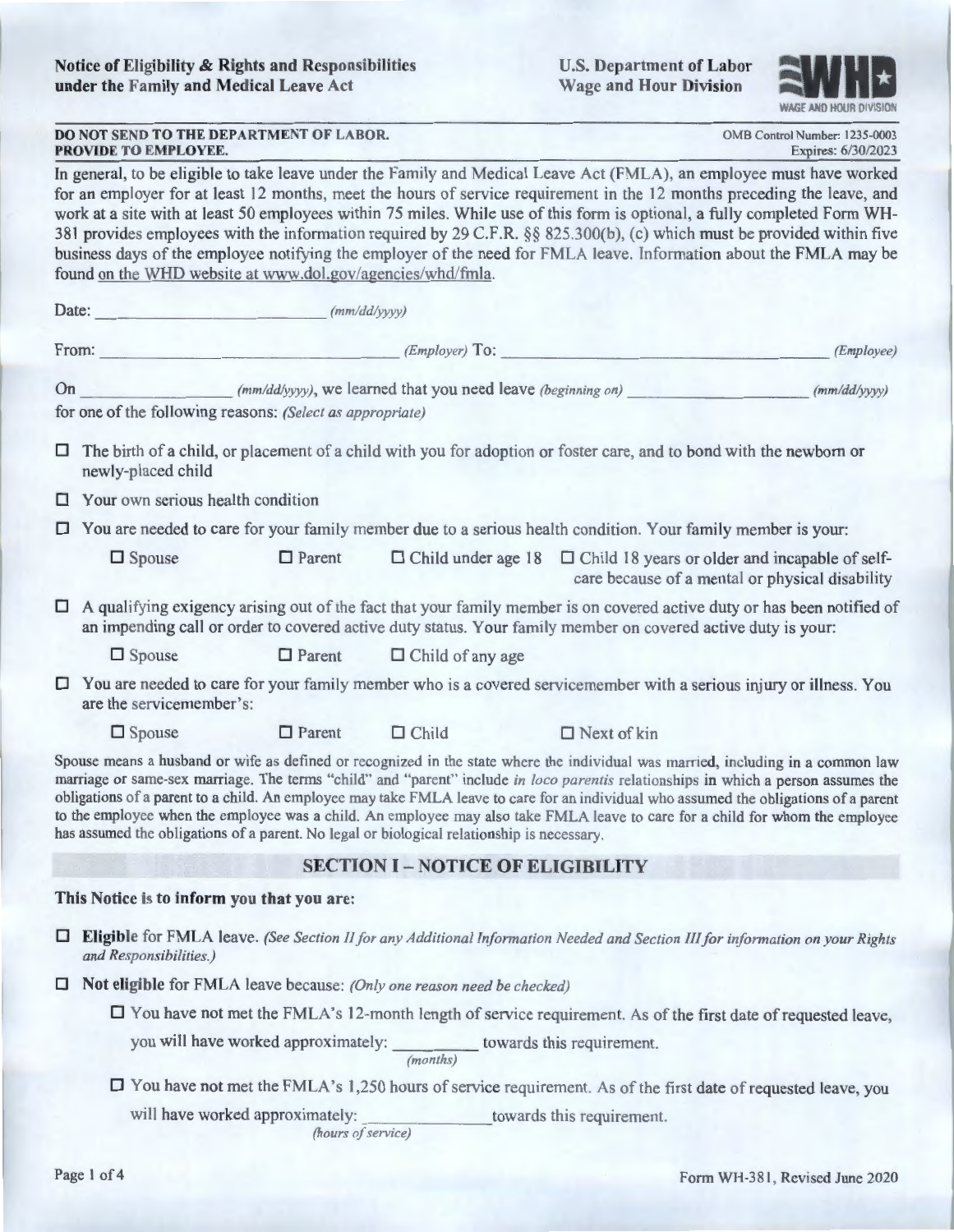**Notice of Eligibility & Rights and Responsibilities under the Family and Medical Leave Act**

**U.S. Department of Labor**
**Wage and Hour Division**

**DO NOT SEND TO THE DEPARTMENT OF LABOR.**
**PROVIDE TO EMPLOYEE.**

OMB Control Number: 1235-0003
Expires: 6/30/2023

In general, to be eligible to take leave under the Family and Medical Leave Act (FMLA), an employee must have worked for an employer for at least 12 months, meet the hours of service requirement in the 12 months preceding the leave, and work at a site with at least 50 employees within 75 miles. While use of this form is optional, a fully completed Form WH-381 provides employees with the information required by 29 C.F.R. §§ 825.300(b), (c) which must be provided within five business days of the employee notifying the employer of the need for FMLA leave. Information about the FMLA may be found on the WHD website at www.dol.gov/agencies/whd/fmla.

Date: ______________ *(mm/dd/yyyy)*

From: ______________ *(Employer)* To: ______________ *(Employee)*

On ______________ *(mm/dd/yyyy)*, we learned that you need leave *(beginning on)* ______________ *(mm/dd/yyyy)* for one of the following reasons: *(Select as appropriate)*

- ☐ The birth of a child, or placement of a child with you for adoption or foster care, and to bond with the newborn or newly-placed child
- ☐ Your own serious health condition
- ☐ You are needed to care for your family member due to a serious health condition. Your family member is your:
  - ☐ Spouse ☐ Parent ☐ Child under age 18 ☐ Child 18 years or older and incapable of self-care because of a mental or physical disability
- ☐ A qualifying exigency arising out of the fact that your family member is on covered active duty or has been notified of an impending call or order to covered active duty status. Your family member on covered active duty is your:
  - ☐ Spouse ☐ Parent ☐ Child of any age
- ☐ You are needed to care for your family member who is a covered servicemember with a serious injury or illness. You are the servicemember's:
  - ☐ Spouse ☐ Parent ☐ Child ☐ Next of kin

Spouse means a husband or wife as defined or recognized in the state where the individual was married, including in a common law marriage or same-sex marriage. The terms "child" and "parent" include *in loco parentis* relationships in which a person assumes the obligations of a parent to a child. An employee may take FMLA leave to care for an individual who assumed the obligations of a parent to the employee when the employee was a child. An employee may also take FMLA leave to care for a child for whom the employee has assumed the obligations of a parent. No legal or biological relationship is necessary.

## SECTION I – NOTICE OF ELIGIBILITY

**This Notice is to inform you that you are:**

- ☐ **Eligible** for FMLA leave. *(See Section II for any Additional Information Needed and Section III for information on your Rights and Responsibilities.)*
- ☐ **Not eligible** for FMLA leave because: *(Only one reason need be checked)*
  - ☐ You have not met the FMLA's 12-month length of service requirement. As of the first date of requested leave, you will have worked approximately: ______ *(months)* towards this requirement.
  - ☐ You have not met the FMLA's 1,250 hours of service requirement. As of the first date of requested leave, you will have worked approximately: ______ *(hours of service)* towards this requirement.

Form WH-381, Revised June 2020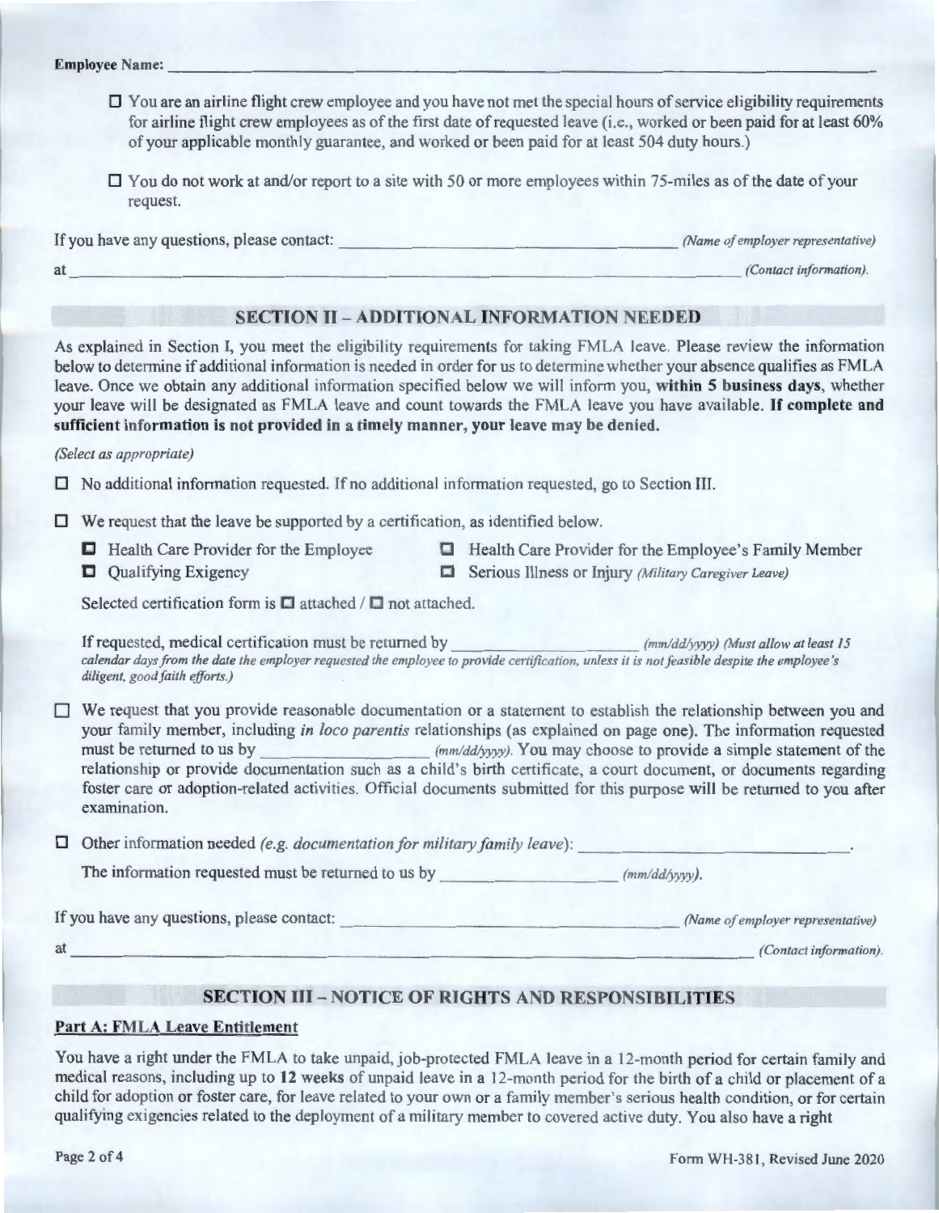**Employee Name:** \_\_\_\_\_\_\_\_\_\_\_\_\_\_\_\_\_\_\_\_\_\_\_\_\_\_\_\_\_\_\_\_\_\_\_\_\_\_\_\_

- ☐ You are an airline flight crew employee and you have not met the special hours of service eligibility requirements for airline flight crew employees as of the first date of requested leave (i.e., worked or been paid for at least 60% of your applicable monthly guarantee, and worked or been paid for at least 504 duty hours.)

- ☐ You do not work at and/or report to a site with 50 or more employees within 75-miles as of the date of your request.

If you have any questions, please contact: \_\_\_\_\_\_\_\_\_\_\_\_\_\_\_\_\_\_\_\_ *(Name of employer representative)*

at \_\_\_\_\_\_\_\_\_\_\_\_\_\_\_\_\_\_\_\_\_\_\_\_\_\_\_\_\_\_\_\_\_\_\_\_\_\_\_\_ *(Contact information).*

## SECTION II – ADDITIONAL INFORMATION NEEDED

As explained in Section I, you meet the eligibility requirements for taking FMLA leave. Please review the information below to determine if additional information is needed in order for us to determine whether your absence qualifies as FMLA leave. Once we obtain any additional information specified below we will inform you, **within 5 business days**, whether your leave will be designated as FMLA leave and count towards the FMLA leave you have available. **If complete and sufficient information is not provided in a timely manner, your leave may be denied.**

*(Select as appropriate)*

☐ No additional information requested. If no additional information requested, go to Section III.

☐ We request that the leave be supported by a certification, as identified below.

- ☐ Health Care Provider for the Employee
- ☐ Health Care Provider for the Employee's Family Member
- ☐ Qualifying Exigency
- ☐ Serious Illness or Injury *(Military Caregiver Leave)*

Selected certification form is ☐ attached / ☐ not attached.

If requested, medical certification must be returned by \_\_\_\_\_\_\_\_\_\_\_\_\_\_\_\_ *(mm/dd/yyyy) (Must allow at least 15 calendar days from the date the employer requested the employee to provide certification, unless it is not feasible despite the employee's diligent, good faith efforts.)*

☐ We request that you provide reasonable documentation or a statement to establish the relationship between you and your family member, including *in loco parentis* relationships (as explained on page one). The information requested must be returned to us by \_\_\_\_\_\_\_\_\_\_\_\_\_\_\_\_ *(mm/dd/yyyy).* You may choose to provide a simple statement of the relationship or provide documentation such as a child's birth certificate, a court document, or documents regarding foster care or adoption-related activities. Official documents submitted for this purpose will be returned to you after examination.

☐ Other information needed *(e.g. documentation for military family leave)*: \_\_\_\_\_\_\_\_\_\_\_\_\_\_\_\_\_\_\_\_.

The information requested must be returned to us by \_\_\_\_\_\_\_\_\_\_\_\_\_\_\_\_ *(mm/dd/yyyy).*

If you have any questions, please contact: \_\_\_\_\_\_\_\_\_\_\_\_\_\_\_\_\_\_\_\_ *(Name of employer representative)*

at \_\_\_\_\_\_\_\_\_\_\_\_\_\_\_\_\_\_\_\_\_\_\_\_\_\_\_\_\_\_\_\_\_\_\_\_\_\_\_\_ *(Contact information).*

## SECTION III – NOTICE OF RIGHTS AND RESPONSIBILITIES

### Part A: FMLA Leave Entitlement

You have a right under the FMLA to take unpaid, job-protected FMLA leave in a 12-month period for certain family and medical reasons, including up to **12 weeks** of unpaid leave in a 12-month period for the birth of a child or placement of a child for adoption or foster care, for leave related to your own or a family member's serious health condition, or for certain qualifying exigencies related to the deployment of a military member to covered active duty. You also have a right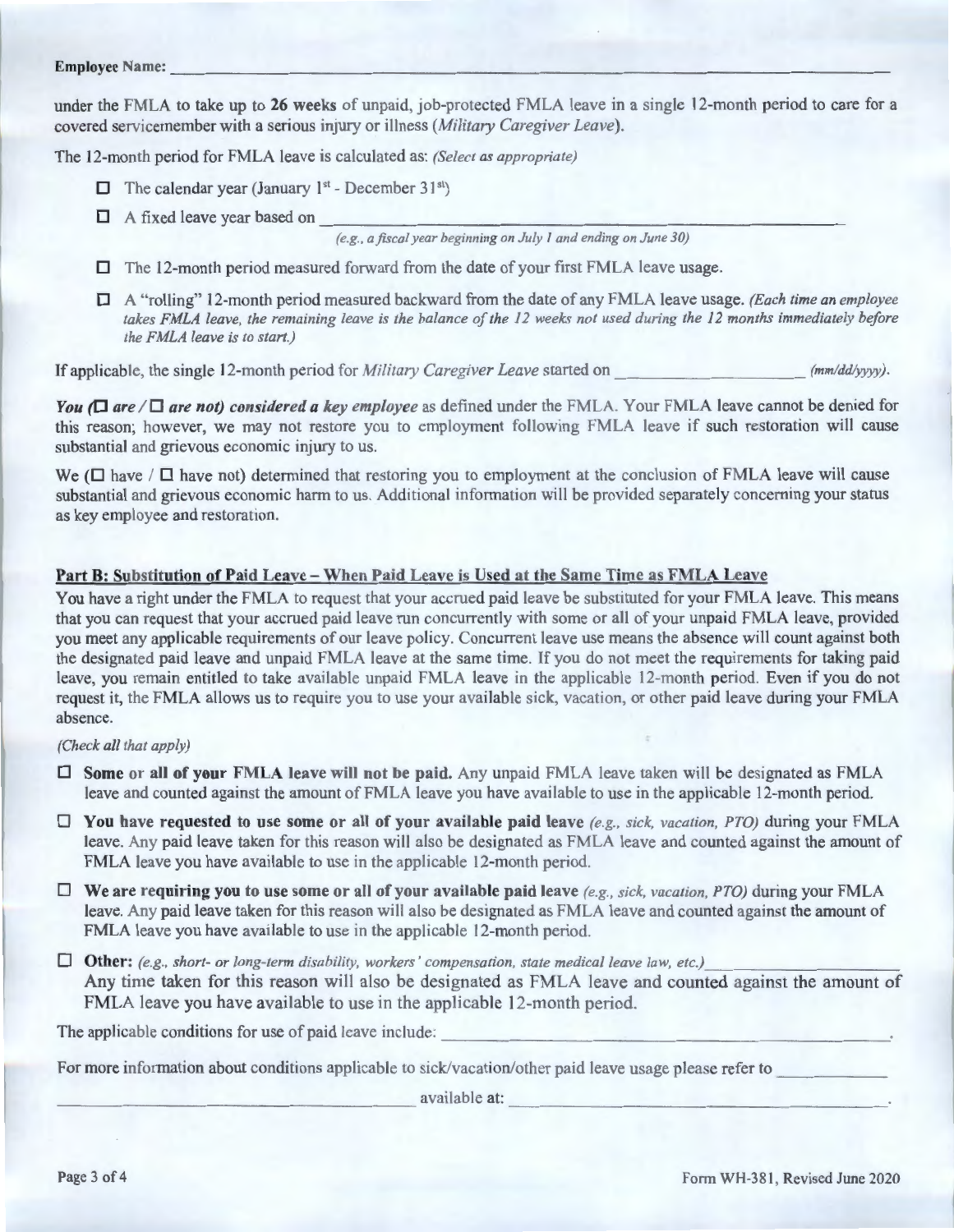**Employee Name:** ______________________________________________

under the FMLA to take up to **26 weeks** of unpaid, job-protected FMLA leave in a single 12-month period to care for a covered servicemember with a serious injury or illness (*Military Caregiver Leave*).

The 12-month period for FMLA leave is calculated as: *(Select as appropriate)*

- ☐ The calendar year (January 1st - December 31st)
- ☐ A fixed leave year based on ______________________________________________
  *(e.g., a fiscal year beginning on July 1 and ending on June 30)*
- ☐ The 12-month period measured forward from the date of your first FMLA leave usage.
- ☐ A "rolling" 12-month period measured backward from the date of any FMLA leave usage. *(Each time an employee takes FMLA leave, the remaining leave is the balance of the 12 weeks not used during the 12 months immediately before the FMLA leave is to start.)*

If applicable, the single 12-month period for *Military Caregiver Leave* started on ____________________ *(mm/dd/yyyy)*.

***You (☐ are / ☐ are not) considered a key employee*** as defined under the FMLA. Your FMLA leave cannot be denied for this reason; however, we may not restore you to employment following FMLA leave if such restoration will cause substantial and grievous economic injury to us.

We (☐ have / ☐ have not) determined that restoring you to employment at the conclusion of FMLA leave will cause substantial and grievous economic harm to us. Additional information will be provided separately concerning your status as key employee and restoration.

## Part B: Substitution of Paid Leave – When Paid Leave is Used at the Same Time as FMLA Leave

You have a right under the FMLA to request that your accrued paid leave be substituted for your FMLA leave. This means that you can request that your accrued paid leave run concurrently with some or all of your unpaid FMLA leave, provided you meet any applicable requirements of our leave policy. Concurrent leave use means the absence will count against both the designated paid leave and unpaid FMLA leave at the same time. If you do not meet the requirements for taking paid leave, you remain entitled to take available unpaid FMLA leave in the applicable 12-month period. Even if you do not request it, the FMLA allows us to require you to use your available sick, vacation, or other paid leave during your FMLA absence.

*(Check all that apply)*

- ☐ **Some or all of your FMLA leave will not be paid.** Any unpaid FMLA leave taken will be designated as FMLA leave and counted against the amount of FMLA leave you have available to use in the applicable 12-month period.
- ☐ **You have requested to use some or all of your available paid leave** *(e.g., sick, vacation, PTO)* during your FMLA leave. Any paid leave taken for this reason will also be designated as FMLA leave and counted against the amount of FMLA leave you have available to use in the applicable 12-month period.
- ☐ **We are requiring you to use some or all of your available paid leave** *(e.g., sick, vacation, PTO)* during your FMLA leave. Any paid leave taken for this reason will also be designated as FMLA leave and counted against the amount of FMLA leave you have available to use in the applicable 12-month period.
- ☐ **Other:** *(e.g., short- or long-term disability, workers' compensation, state medical leave law, etc.)* ____________
  Any time taken for this reason will also be designated as FMLA leave and counted against the amount of FMLA leave you have available to use in the applicable 12-month period.

The applicable conditions for use of paid leave include: ______________________________________________.

For more information about conditions applicable to sick/vacation/other paid leave usage please refer to ____________

______________________________ available at: ______________________________.

Form WH-381, Revised June 2020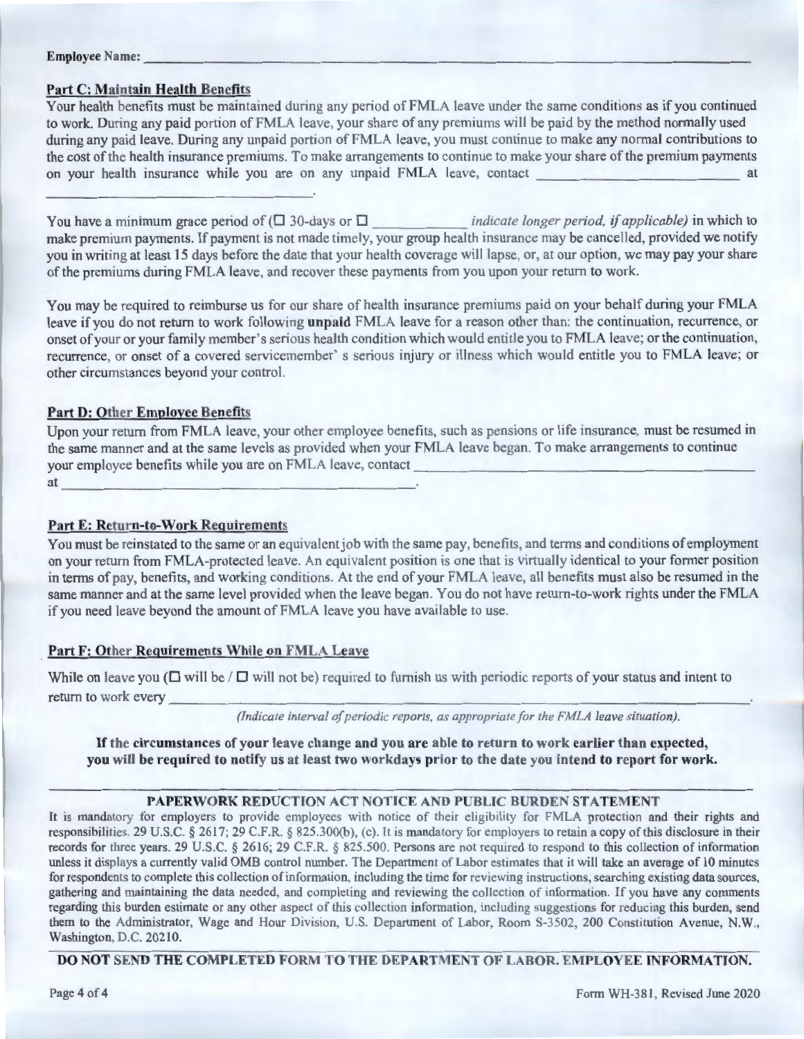**Employee Name:** ____________________________________________

## Part C: Maintain Health Benefits

Your health benefits must be maintained during any period of FMLA leave under the same conditions as if you continued to work. During any paid portion of FMLA leave, your share of any premiums will be paid by the method normally used during any paid leave. During any unpaid portion of FMLA leave, you must continue to make any normal contributions to the cost of the health insurance premiums. To make arrangements to continue to make your share of the premium payments on your health insurance while you are on any unpaid FMLA leave, contact ____________________________ at ____________________________.

You have a minimum grace period of (☐ 30-days or ☐ ____________ *indicate longer period, if applicable)* in which to make premium payments. If payment is not made timely, your group health insurance may be cancelled, provided we notify you in writing at least 15 days before the date that your health coverage will lapse, or, at our option, we may pay your share of the premiums during FMLA leave, and recover these payments from you upon your return to work.

You may be required to reimburse us for our share of health insurance premiums paid on your behalf during your FMLA leave if you do not return to work following **unpaid** FMLA leave for a reason other than: the continuation, recurrence, or onset of your or your family member's serious health condition which would entitle you to FMLA leave; or the continuation, recurrence, or onset of a covered servicemember' s serious injury or illness which would entitle you to FMLA leave; or other circumstances beyond your control.

## Part D: Other Employee Benefits

Upon your return from FMLA leave, your other employee benefits, such as pensions or life insurance, must be resumed in the same manner and at the same levels as provided when your FMLA leave began. To make arrangements to continue your employee benefits while you are on FMLA leave, contact ____________________________ at ____________________________.

## Part E: Return-to-Work Requirements

You must be reinstated to the same or an equivalent job with the same pay, benefits, and terms and conditions of employment on your return from FMLA-protected leave. An equivalent position is one that is virtually identical to your former position in terms of pay, benefits, and working conditions. At the end of your FMLA leave, all benefits must also be resumed in the same manner and at the same level provided when the leave began. You do not have return-to-work rights under the FMLA if you need leave beyond the amount of FMLA leave you have available to use.

## Part F: Other Requirements While on FMLA Leave

While on leave you (☐ will be / ☐ will not be) required to furnish us with periodic reports of your status and intent to return to work every ____________________________.

*(Indicate interval of periodic reports, as appropriate for the FMLA leave situation).*

**If the circumstances of your leave change and you are able to return to work earlier than expected, you will be required to notify us at least two workdays prior to the date you intend to report for work.**

### PAPERWORK REDUCTION ACT NOTICE AND PUBLIC BURDEN STATEMENT

It is mandatory for employers to provide employees with notice of their eligibility for FMLA protection and their rights and responsibilities. 29 U.S.C. § 2617; 29 C.F.R. § 825.300(b), (c). It is mandatory for employers to retain a copy of this disclosure in their records for three years. 29 U.S.C. § 2616; 29 C.F.R. § 825.500. Persons are not required to respond to this collection of information unless it displays a currently valid OMB control number. The Department of Labor estimates that it will take an average of 10 minutes for respondents to complete this collection of information, including the time for reviewing instructions, searching existing data sources, gathering and maintaining the data needed, and completing and reviewing the collection of information. If you have any comments regarding this burden estimate or any other aspect of this collection information, including suggestions for reducing this burden, send them to the Administrator, Wage and Hour Division, U.S. Department of Labor, Room S-3502, 200 Constitution Avenue, N.W., Washington, D.C. 20210.

**DO NOT SEND THE COMPLETED FORM TO THE DEPARTMENT OF LABOR. EMPLOYEE INFORMATION.**

Form WH-381, Revised June 2020